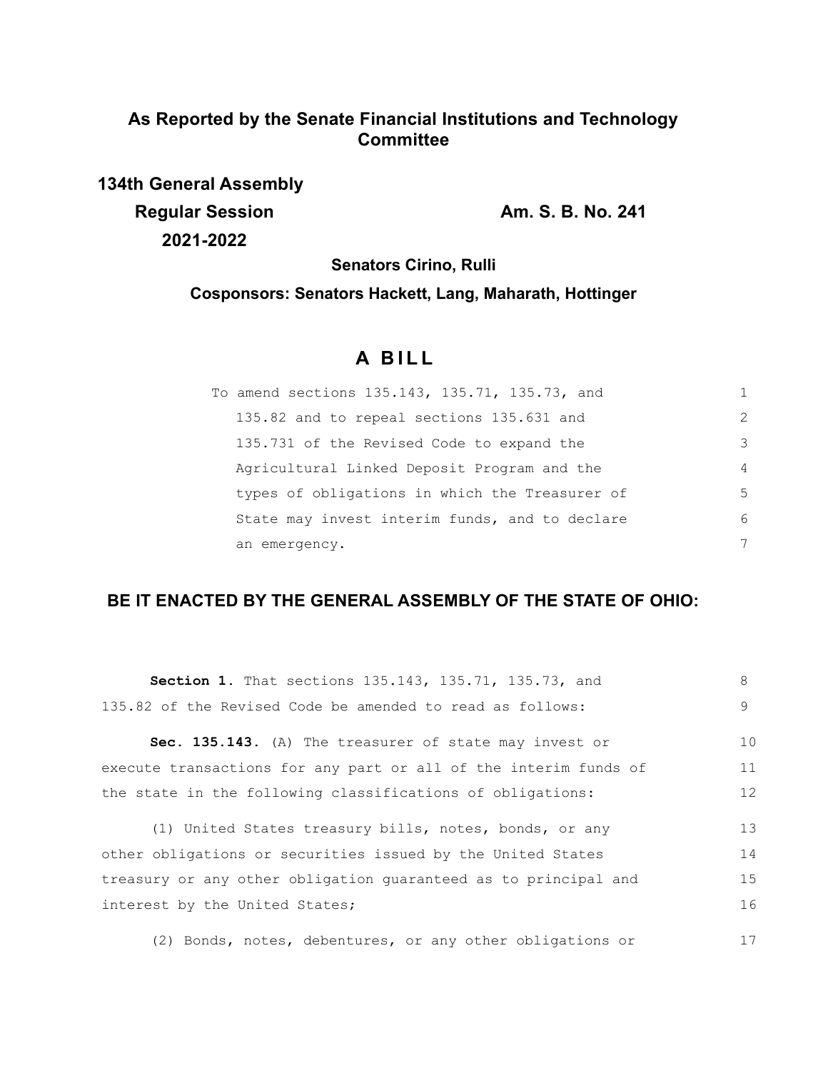## As Reported by the Senate Financial Institutions and Technology Committee

**134th General Assembly**

**Regular Session** **Am. S. B. No. 241**

**2021-2022**

**Senators Cirino, Rulli**

**Cosponsors: Senators Hackett, Lang, Maharath, Hottinger**

# A BILL

To amend sections 135.143, 135.71, 135.73, and 135.82 and to repeal sections 135.631 and 135.731 of the Revised Code to expand the Agricultural Linked Deposit Program and the types of obligations in which the Treasurer of State may invest interim funds, and to declare an emergency.

**BE IT ENACTED BY THE GENERAL ASSEMBLY OF THE STATE OF OHIO:**

**Section 1.** That sections 135.143, 135.71, 135.73, and 135.82 of the Revised Code be amended to read as follows:

**Sec. 135.143.** (A) The treasurer of state may invest or execute transactions for any part or all of the interim funds of the state in the following classifications of obligations:

(1) United States treasury bills, notes, bonds, or any other obligations or securities issued by the United States treasury or any other obligation guaranteed as to principal and interest by the United States;

(2) Bonds, notes, debentures, or any other obligations or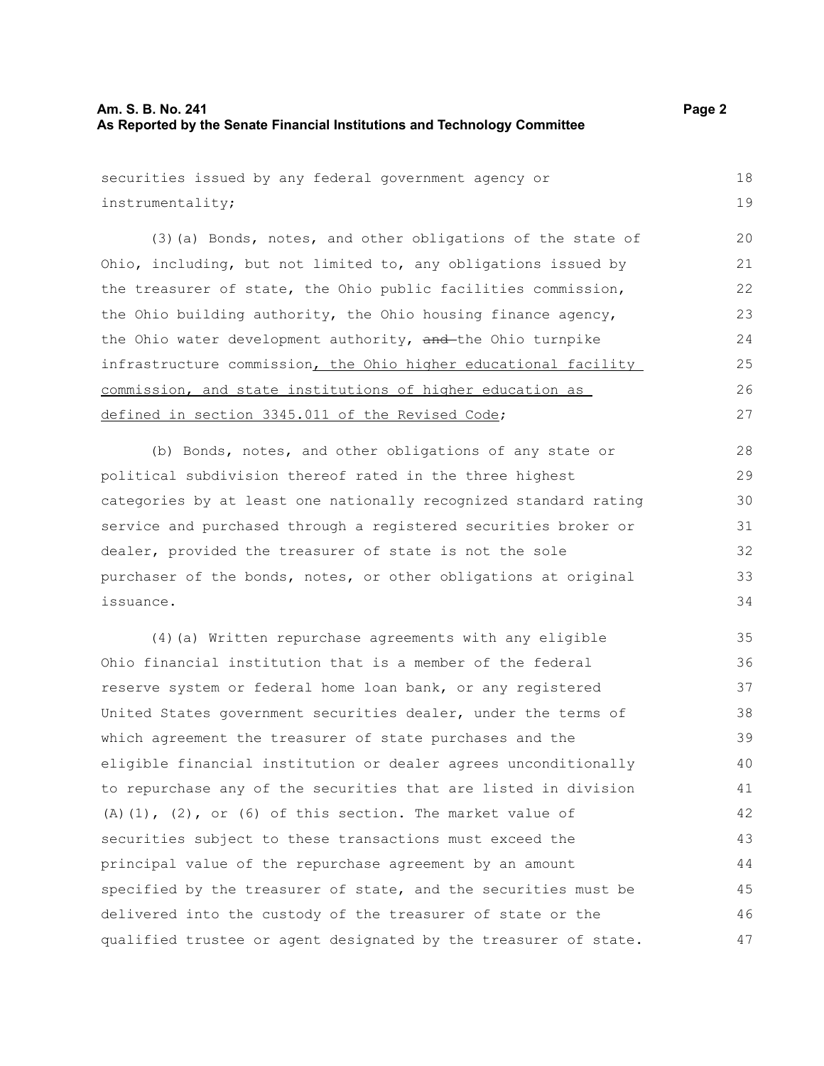securities issued by any federal government agency or instrumentality;

(3)(a) Bonds, notes, and other obligations of the state of Ohio, including, but not limited to, any obligations issued by the treasurer of state, the Ohio public facilities commission, the Ohio building authority, the Ohio housing finance agency, the Ohio water development authority, ~~and~~ the Ohio turnpike infrastructure commission, the Ohio higher educational facility commission, and state institutions of higher education as defined in section 3345.011 of the Revised Code;

(b) Bonds, notes, and other obligations of any state or political subdivision thereof rated in the three highest categories by at least one nationally recognized standard rating service and purchased through a registered securities broker or dealer, provided the treasurer of state is not the sole purchaser of the bonds, notes, or other obligations at original issuance.

(4)(a) Written repurchase agreements with any eligible Ohio financial institution that is a member of the federal reserve system or federal home loan bank, or any registered United States government securities dealer, under the terms of which agreement the treasurer of state purchases and the eligible financial institution or dealer agrees unconditionally to repurchase any of the securities that are listed in division (A)(1), (2), or (6) of this section. The market value of securities subject to these transactions must exceed the principal value of the repurchase agreement by an amount specified by the treasurer of state, and the securities must be delivered into the custody of the treasurer of state or the qualified trustee or agent designated by the treasurer of state.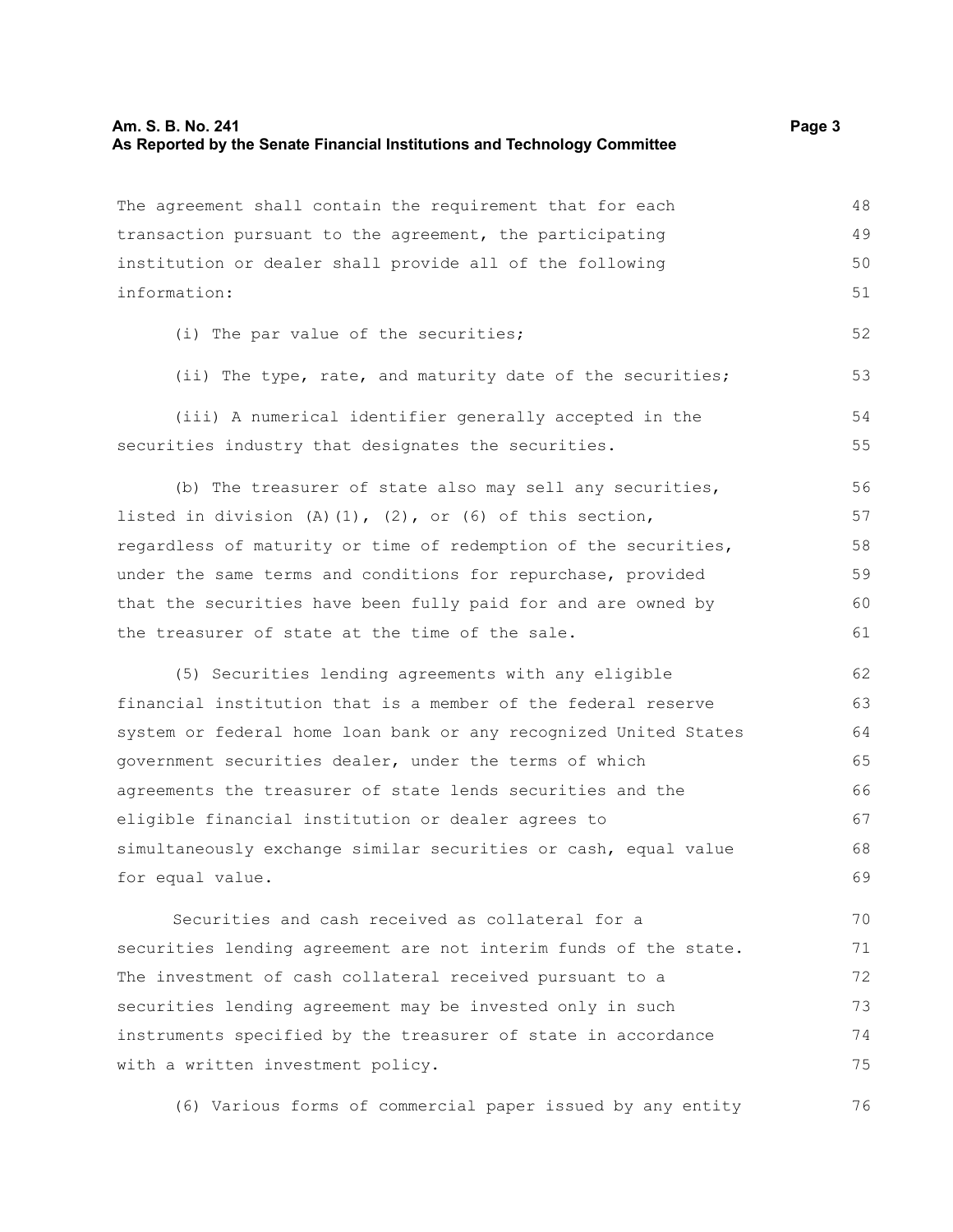The agreement shall contain the requirement that for each transaction pursuant to the agreement, the participating institution or dealer shall provide all of the following information:

(i) The par value of the securities;

(ii) The type, rate, and maturity date of the securities;

(iii) A numerical identifier generally accepted in the securities industry that designates the securities.

(b) The treasurer of state also may sell any securities, listed in division (A)(1), (2), or (6) of this section, regardless of maturity or time of redemption of the securities, under the same terms and conditions for repurchase, provided that the securities have been fully paid for and are owned by the treasurer of state at the time of the sale.

(5) Securities lending agreements with any eligible financial institution that is a member of the federal reserve system or federal home loan bank or any recognized United States government securities dealer, under the terms of which agreements the treasurer of state lends securities and the eligible financial institution or dealer agrees to simultaneously exchange similar securities or cash, equal value for equal value.

Securities and cash received as collateral for a securities lending agreement are not interim funds of the state. The investment of cash collateral received pursuant to a securities lending agreement may be invested only in such instruments specified by the treasurer of state in accordance with a written investment policy.

(6) Various forms of commercial paper issued by any entity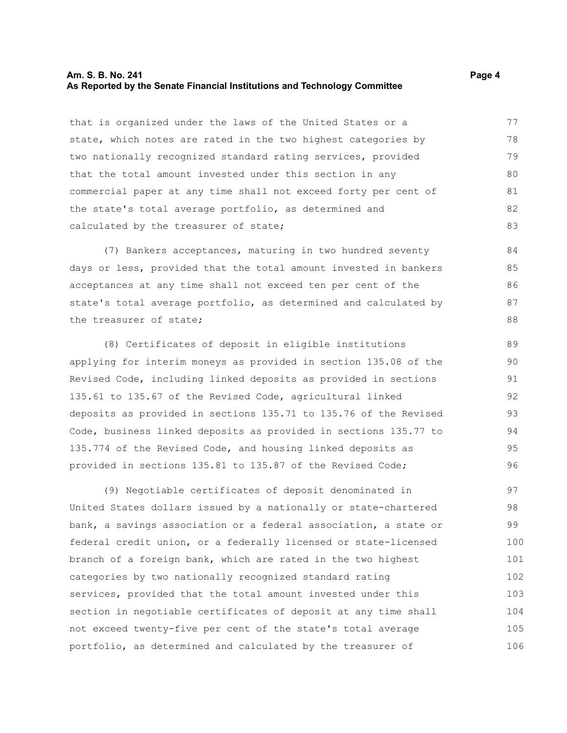that is organized under the laws of the United States or a state, which notes are rated in the two highest categories by two nationally recognized standard rating services, provided that the total amount invested under this section in any commercial paper at any time shall not exceed forty per cent of the state's total average portfolio, as determined and calculated by the treasurer of state;

(7) Bankers acceptances, maturing in two hundred seventy days or less, provided that the total amount invested in bankers acceptances at any time shall not exceed ten per cent of the state's total average portfolio, as determined and calculated by the treasurer of state;

(8) Certificates of deposit in eligible institutions applying for interim moneys as provided in section 135.08 of the Revised Code, including linked deposits as provided in sections 135.61 to 135.67 of the Revised Code, agricultural linked deposits as provided in sections 135.71 to 135.76 of the Revised Code, business linked deposits as provided in sections 135.77 to 135.774 of the Revised Code, and housing linked deposits as provided in sections 135.81 to 135.87 of the Revised Code;

(9) Negotiable certificates of deposit denominated in United States dollars issued by a nationally or state-chartered bank, a savings association or a federal association, a state or federal credit union, or a federally licensed or state-licensed branch of a foreign bank, which are rated in the two highest categories by two nationally recognized standard rating services, provided that the total amount invested under this section in negotiable certificates of deposit at any time shall not exceed twenty-five per cent of the state's total average portfolio, as determined and calculated by the treasurer of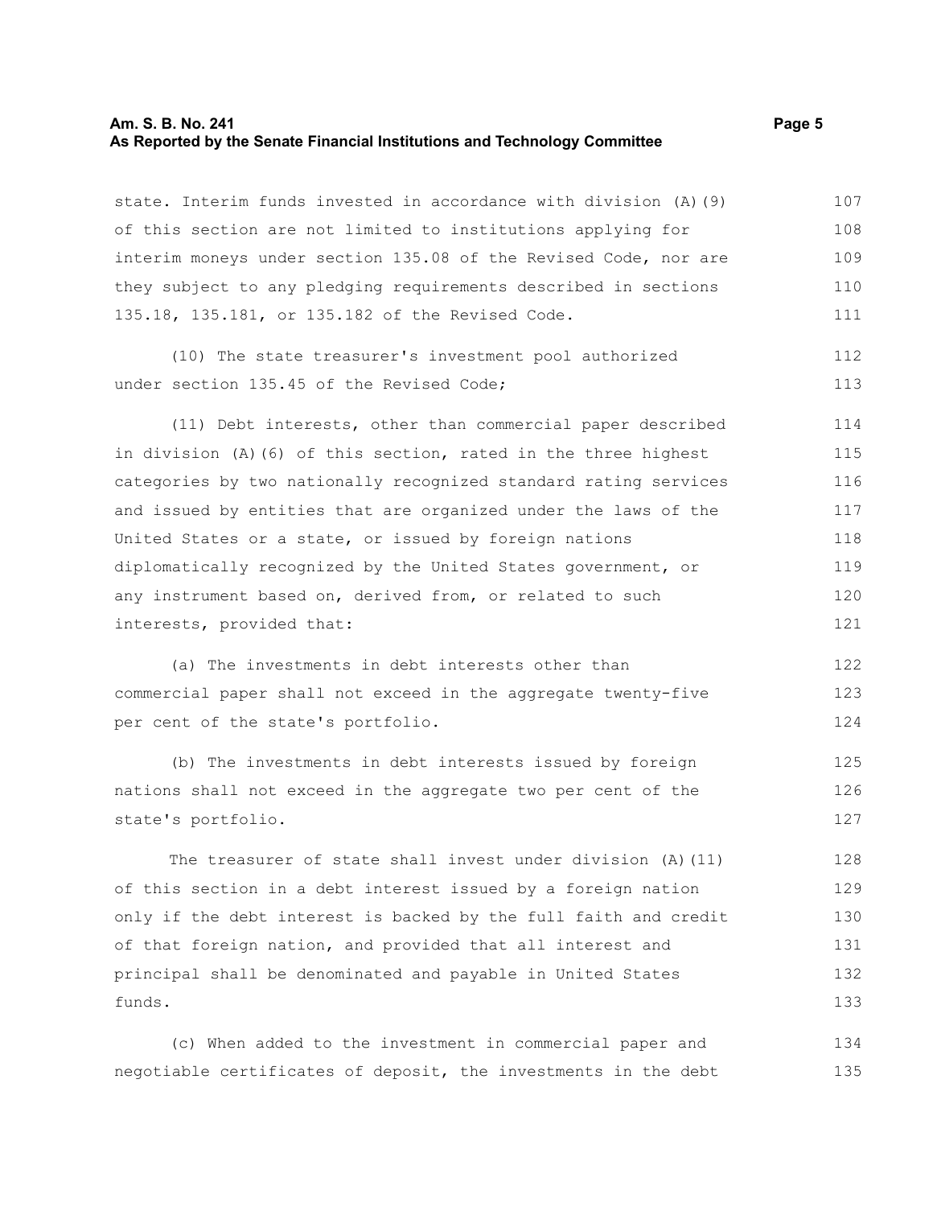state. Interim funds invested in accordance with division (A)(9) of this section are not limited to institutions applying for interim moneys under section 135.08 of the Revised Code, nor are they subject to any pledging requirements described in sections 135.18, 135.181, or 135.182 of the Revised Code.

(10) The state treasurer's investment pool authorized under section 135.45 of the Revised Code;

(11) Debt interests, other than commercial paper described in division (A)(6) of this section, rated in the three highest categories by two nationally recognized standard rating services and issued by entities that are organized under the laws of the United States or a state, or issued by foreign nations diplomatically recognized by the United States government, or any instrument based on, derived from, or related to such interests, provided that:

(a) The investments in debt interests other than commercial paper shall not exceed in the aggregate twenty-five per cent of the state's portfolio.

(b) The investments in debt interests issued by foreign nations shall not exceed in the aggregate two per cent of the state's portfolio.

The treasurer of state shall invest under division (A)(11) of this section in a debt interest issued by a foreign nation only if the debt interest is backed by the full faith and credit of that foreign nation, and provided that all interest and principal shall be denominated and payable in United States funds.

(c) When added to the investment in commercial paper and negotiable certificates of deposit, the investments in the debt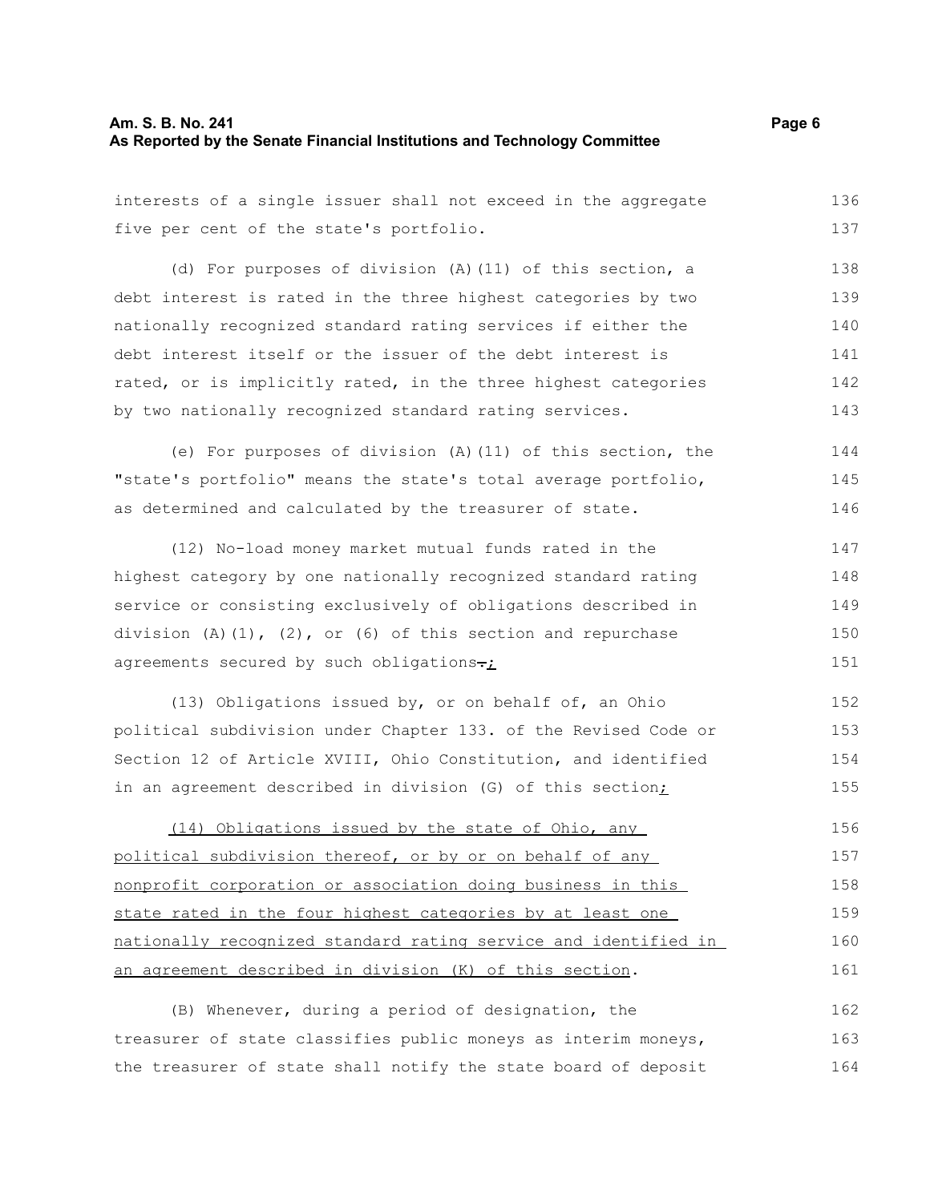interests of a single issuer shall not exceed in the aggregate five per cent of the state's portfolio.

(d) For purposes of division (A)(11) of this section, a debt interest is rated in the three highest categories by two nationally recognized standard rating services if either the debt interest itself or the issuer of the debt interest is rated, or is implicitly rated, in the three highest categories by two nationally recognized standard rating services.

(e) For purposes of division (A)(11) of this section, the "state's portfolio" means the state's total average portfolio, as determined and calculated by the treasurer of state.

(12) No-load money market mutual funds rated in the highest category by one nationally recognized standard rating service or consisting exclusively of obligations described in division (A)(1), (2), or (6) of this section and repurchase agreements secured by such obligations~~.~~;

(13) Obligations issued by, or on behalf of, an Ohio political subdivision under Chapter 133. of the Revised Code or Section 12 of Article XVIII, Ohio Constitution, and identified in an agreement described in division (G) of this section;

(14) Obligations issued by the state of Ohio, any political subdivision thereof, or by or on behalf of any nonprofit corporation or association doing business in this state rated in the four highest categories by at least one nationally recognized standard rating service and identified in an agreement described in division (K) of this section.

(B) Whenever, during a period of designation, the treasurer of state classifies public moneys as interim moneys, the treasurer of state shall notify the state board of deposit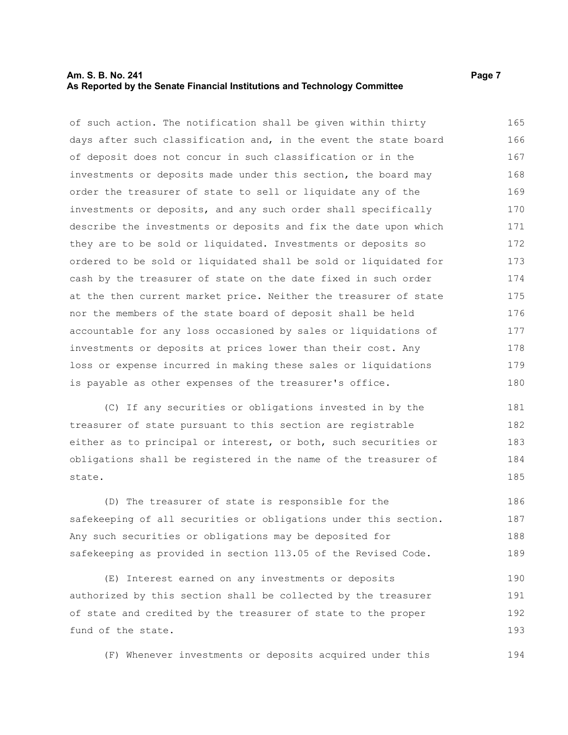of such action. The notification shall be given within thirty days after such classification and, in the event the state board of deposit does not concur in such classification or in the investments or deposits made under this section, the board may order the treasurer of state to sell or liquidate any of the investments or deposits, and any such order shall specifically describe the investments or deposits and fix the date upon which they are to be sold or liquidated. Investments or deposits so ordered to be sold or liquidated shall be sold or liquidated for cash by the treasurer of state on the date fixed in such order at the then current market price. Neither the treasurer of state nor the members of the state board of deposit shall be held accountable for any loss occasioned by sales or liquidations of investments or deposits at prices lower than their cost. Any loss or expense incurred in making these sales or liquidations is payable as other expenses of the treasurer's office.

(C) If any securities or obligations invested in by the treasurer of state pursuant to this section are registrable either as to principal or interest, or both, such securities or obligations shall be registered in the name of the treasurer of state.

(D) The treasurer of state is responsible for the safekeeping of all securities or obligations under this section. Any such securities or obligations may be deposited for safekeeping as provided in section 113.05 of the Revised Code.

(E) Interest earned on any investments or deposits authorized by this section shall be collected by the treasurer of state and credited by the treasurer of state to the proper fund of the state.

(F) Whenever investments or deposits acquired under this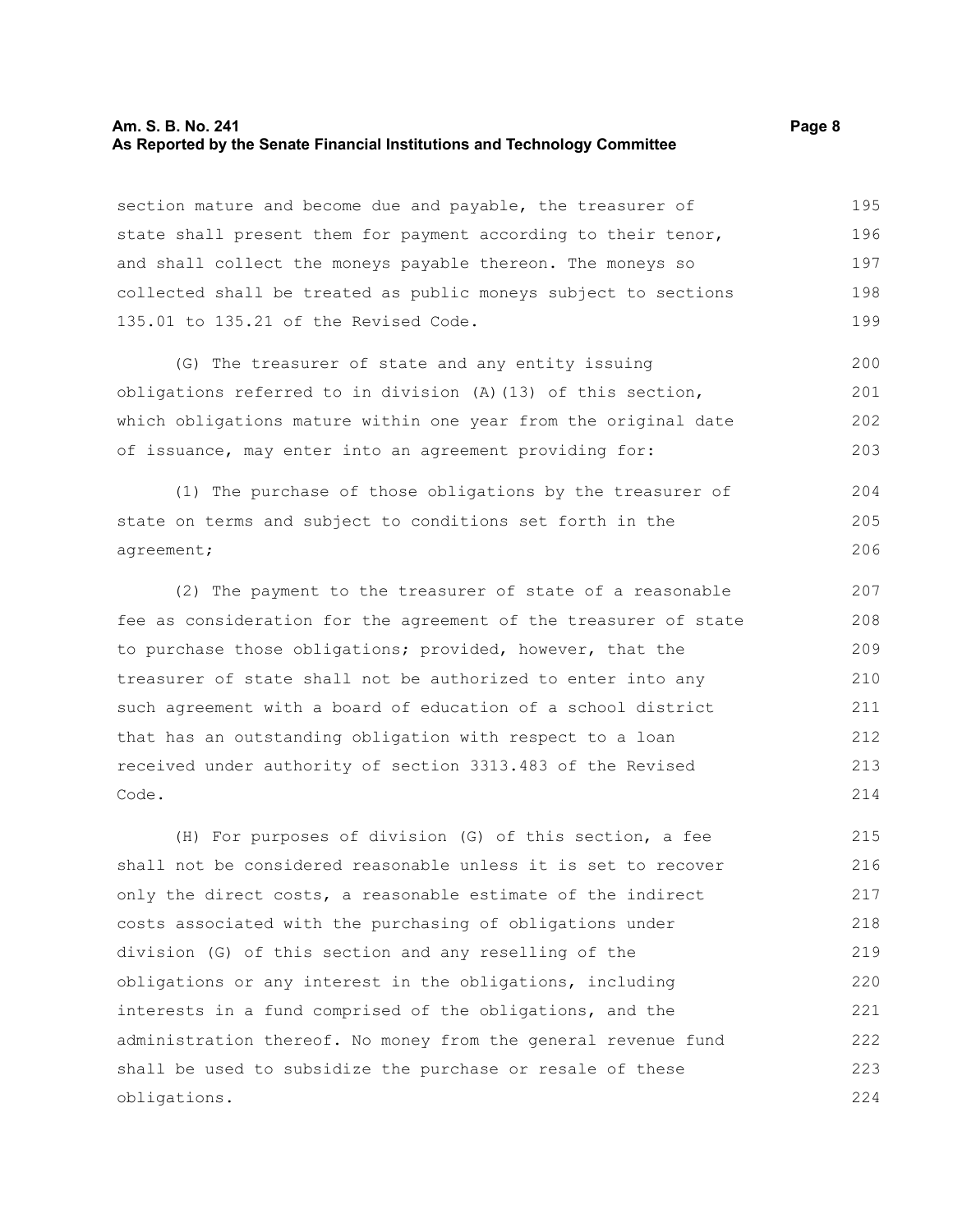section mature and become due and payable, the treasurer of state shall present them for payment according to their tenor, and shall collect the moneys payable thereon. The moneys so collected shall be treated as public moneys subject to sections 135.01 to 135.21 of the Revised Code.

(G) The treasurer of state and any entity issuing obligations referred to in division (A)(13) of this section, which obligations mature within one year from the original date of issuance, may enter into an agreement providing for:

(1) The purchase of those obligations by the treasurer of state on terms and subject to conditions set forth in the agreement;

(2) The payment to the treasurer of state of a reasonable fee as consideration for the agreement of the treasurer of state to purchase those obligations; provided, however, that the treasurer of state shall not be authorized to enter into any such agreement with a board of education of a school district that has an outstanding obligation with respect to a loan received under authority of section 3313.483 of the Revised Code.

(H) For purposes of division (G) of this section, a fee shall not be considered reasonable unless it is set to recover only the direct costs, a reasonable estimate of the indirect costs associated with the purchasing of obligations under division (G) of this section and any reselling of the obligations or any interest in the obligations, including interests in a fund comprised of the obligations, and the administration thereof. No money from the general revenue fund shall be used to subsidize the purchase or resale of these obligations.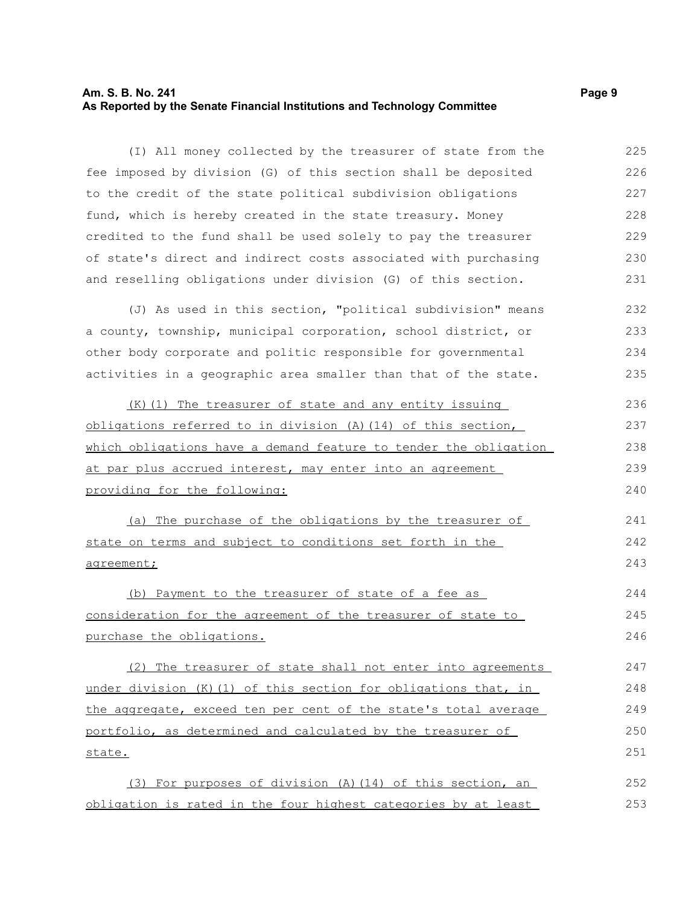(I) All money collected by the treasurer of state from the fee imposed by division (G) of this section shall be deposited to the credit of the state political subdivision obligations fund, which is hereby created in the state treasury. Money credited to the fund shall be used solely to pay the treasurer of state's direct and indirect costs associated with purchasing and reselling obligations under division (G) of this section.

(J) As used in this section, "political subdivision" means a county, township, municipal corporation, school district, or other body corporate and politic responsible for governmental activities in a geographic area smaller than that of the state.

<u>(K)(1) The treasurer of state and any entity issuing obligations referred to in division (A)(14) of this section, which obligations have a demand feature to tender the obligation at par plus accrued interest, may enter into an agreement providing for the following:</u>

<u>(a) The purchase of the obligations by the treasurer of state on terms and subject to conditions set forth in the agreement;</u>

<u>(b) Payment to the treasurer of state of a fee as consideration for the agreement of the treasurer of state to purchase the obligations.</u>

<u>(2) The treasurer of state shall not enter into agreements under division (K)(1) of this section for obligations that, in the aggregate, exceed ten per cent of the state's total average portfolio, as determined and calculated by the treasurer of state.</u>

<u>(3) For purposes of division (A)(14) of this section, an obligation is rated in the four highest categories by at least</u>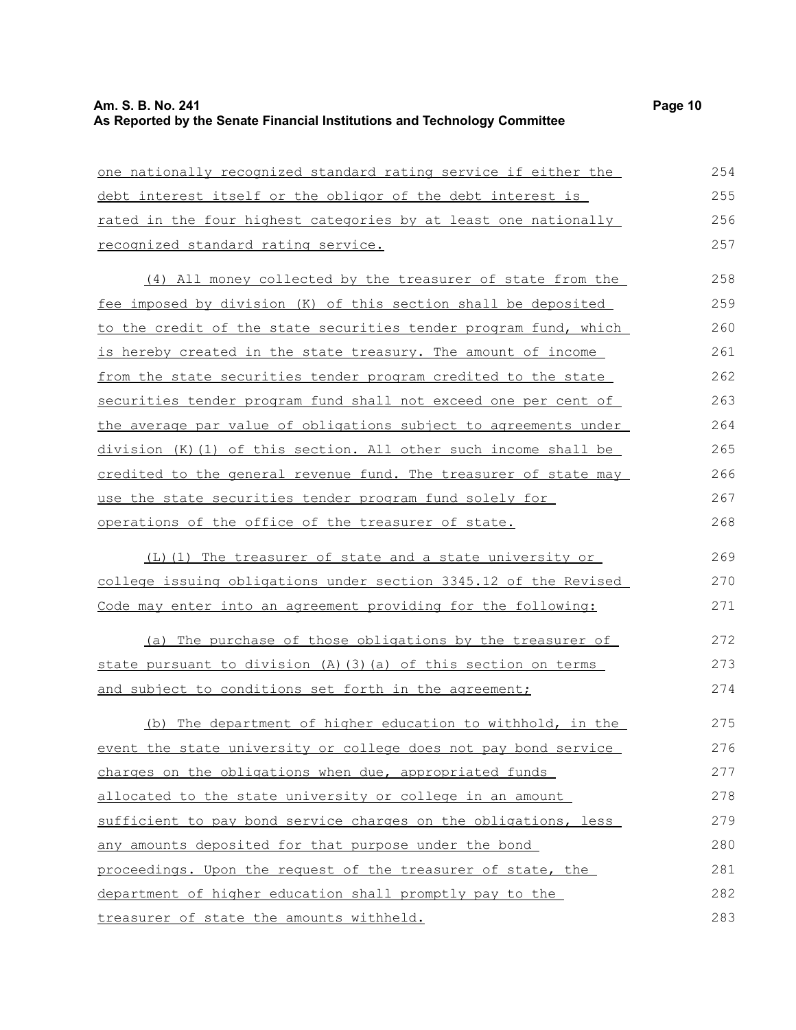one nationally recognized standard rating service if either the debt interest itself or the obligor of the debt interest is rated in the four highest categories by at least one nationally recognized standard rating service.

(4) All money collected by the treasurer of state from the fee imposed by division (K) of this section shall be deposited to the credit of the state securities tender program fund, which is hereby created in the state treasury. The amount of income from the state securities tender program credited to the state securities tender program fund shall not exceed one per cent of the average par value of obligations subject to agreements under division (K)(1) of this section. All other such income shall be credited to the general revenue fund. The treasurer of state may use the state securities tender program fund solely for operations of the office of the treasurer of state.

(L)(1) The treasurer of state and a state university or college issuing obligations under section 3345.12 of the Revised Code may enter into an agreement providing for the following:

(a) The purchase of those obligations by the treasurer of state pursuant to division (A)(3)(a) of this section on terms and subject to conditions set forth in the agreement;

(b) The department of higher education to withhold, in the event the state university or college does not pay bond service charges on the obligations when due, appropriated funds allocated to the state university or college in an amount sufficient to pay bond service charges on the obligations, less any amounts deposited for that purpose under the bond proceedings. Upon the request of the treasurer of state, the department of higher education shall promptly pay to the treasurer of state the amounts withheld.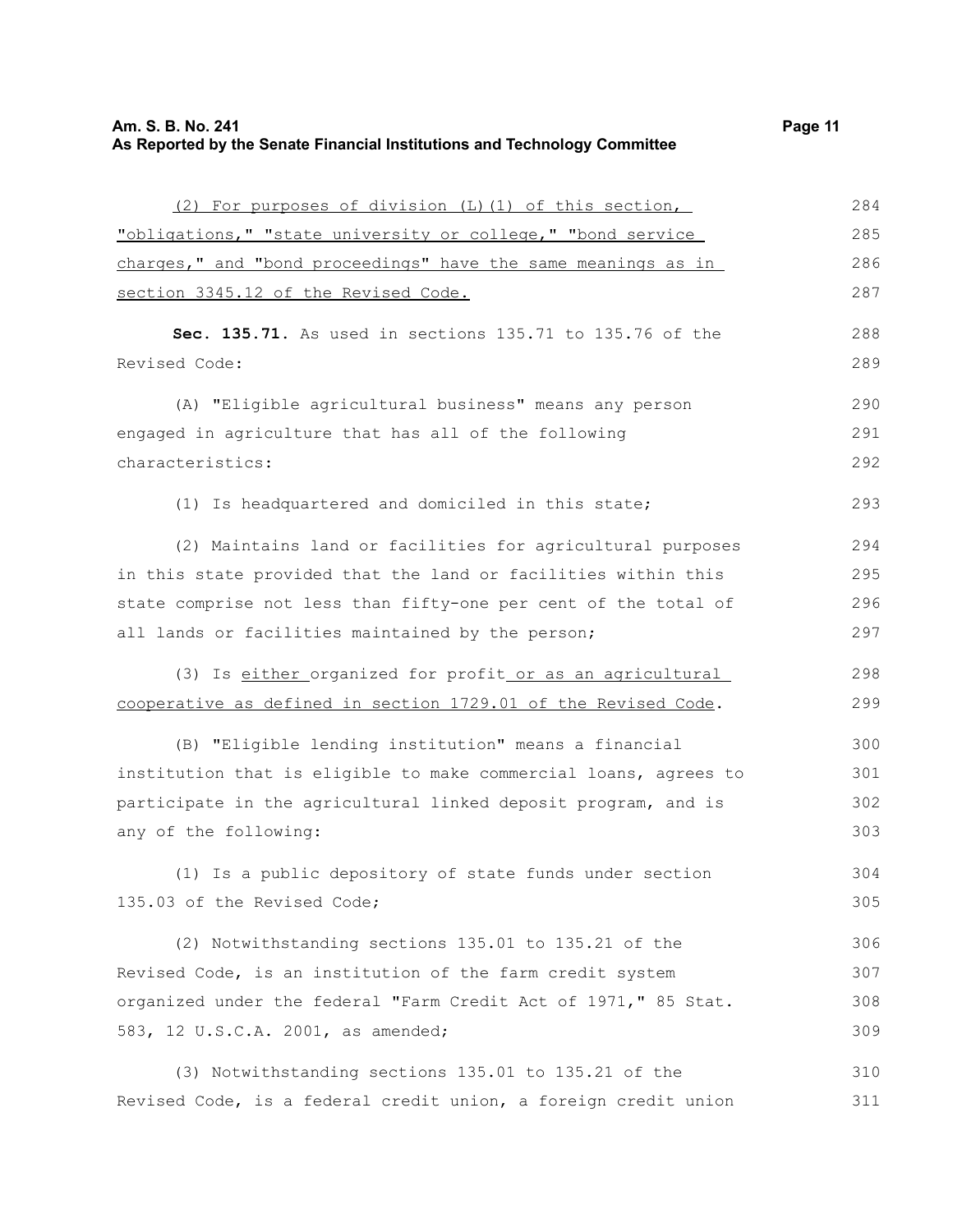(2) For purposes of division (L)(1) of this section, "obligations," "state university or college," "bond service charges," and "bond proceedings" have the same meanings as in section 3345.12 of the Revised Code.

**Sec. 135.71.** As used in sections 135.71 to 135.76 of the Revised Code:

(A) "Eligible agricultural business" means any person engaged in agriculture that has all of the following characteristics:

(1) Is headquartered and domiciled in this state;

(2) Maintains land or facilities for agricultural purposes in this state provided that the land or facilities within this state comprise not less than fifty-one per cent of the total of all lands or facilities maintained by the person;

(3) Is either organized for profit or as an agricultural cooperative as defined in section 1729.01 of the Revised Code.

(B) "Eligible lending institution" means a financial institution that is eligible to make commercial loans, agrees to participate in the agricultural linked deposit program, and is any of the following:

(1) Is a public depository of state funds under section 135.03 of the Revised Code;

(2) Notwithstanding sections 135.01 to 135.21 of the Revised Code, is an institution of the farm credit system organized under the federal "Farm Credit Act of 1971," 85 Stat. 583, 12 U.S.C.A. 2001, as amended;

(3) Notwithstanding sections 135.01 to 135.21 of the Revised Code, is a federal credit union, a foreign credit union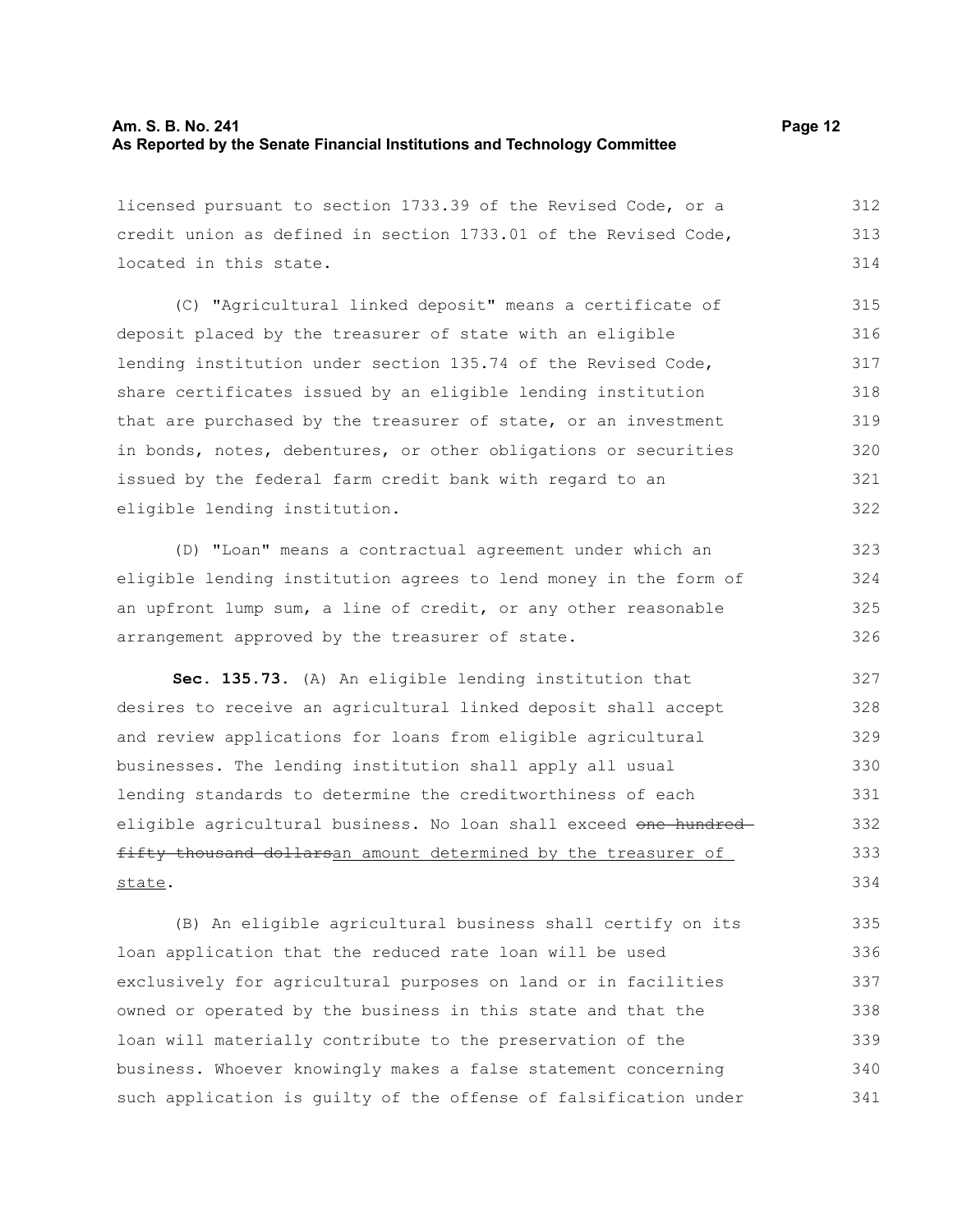licensed pursuant to section 1733.39 of the Revised Code, or a credit union as defined in section 1733.01 of the Revised Code, located in this state.

(C) "Agricultural linked deposit" means a certificate of deposit placed by the treasurer of state with an eligible lending institution under section 135.74 of the Revised Code, share certificates issued by an eligible lending institution that are purchased by the treasurer of state, or an investment in bonds, notes, debentures, or other obligations or securities issued by the federal farm credit bank with regard to an eligible lending institution.

(D) "Loan" means a contractual agreement under which an eligible lending institution agrees to lend money in the form of an upfront lump sum, a line of credit, or any other reasonable arrangement approved by the treasurer of state.

**Sec. 135.73.** (A) An eligible lending institution that desires to receive an agricultural linked deposit shall accept and review applications for loans from eligible agricultural businesses. The lending institution shall apply all usual lending standards to determine the creditworthiness of each eligible agricultural business. No loan shall exceed ~~one hundred fifty thousand dollars~~an amount determined by the treasurer of state.

(B) An eligible agricultural business shall certify on its loan application that the reduced rate loan will be used exclusively for agricultural purposes on land or in facilities owned or operated by the business in this state and that the loan will materially contribute to the preservation of the business. Whoever knowingly makes a false statement concerning such application is guilty of the offense of falsification under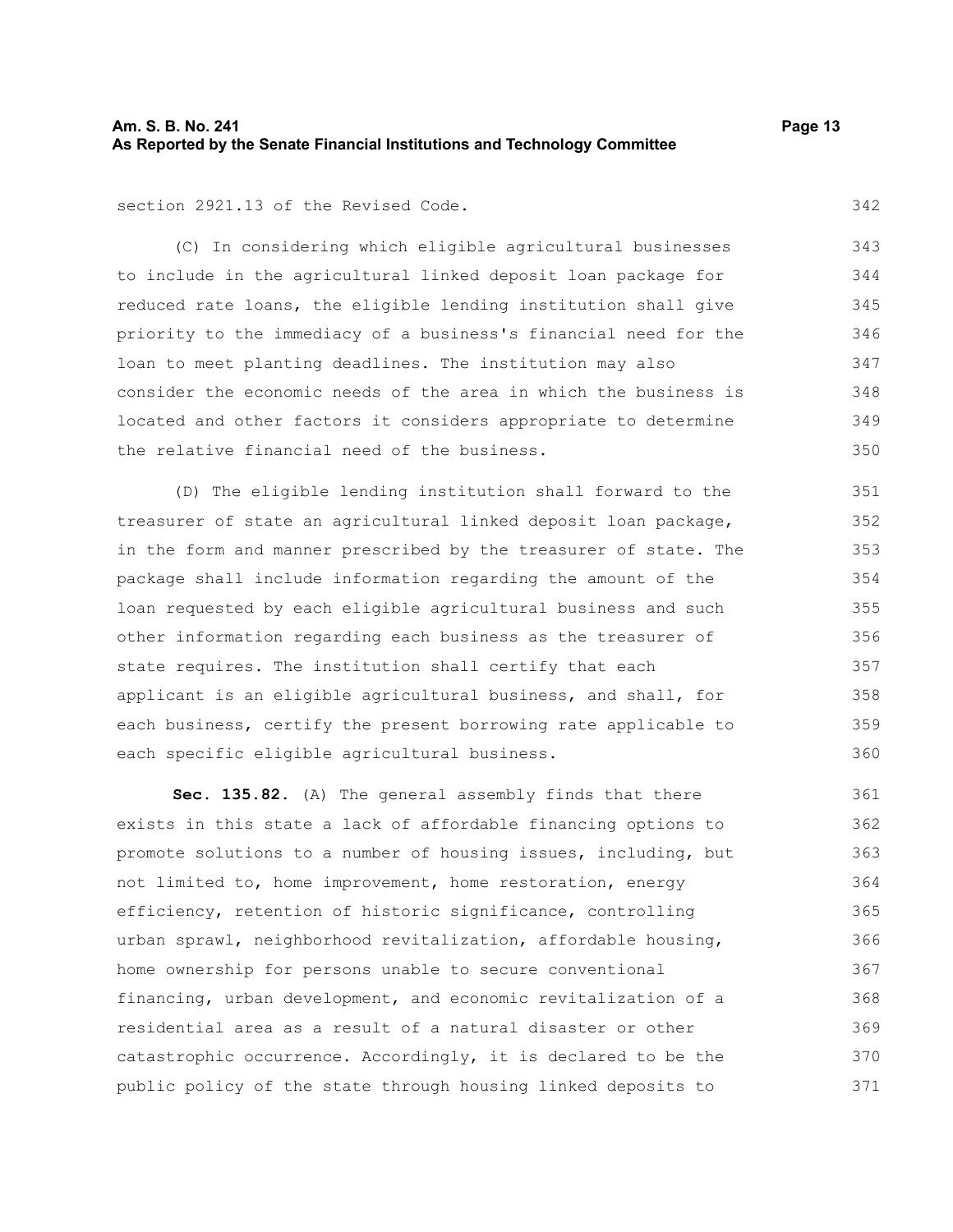section 2921.13 of the Revised Code.

(C) In considering which eligible agricultural businesses to include in the agricultural linked deposit loan package for reduced rate loans, the eligible lending institution shall give priority to the immediacy of a business's financial need for the loan to meet planting deadlines. The institution may also consider the economic needs of the area in which the business is located and other factors it considers appropriate to determine the relative financial need of the business.

(D) The eligible lending institution shall forward to the treasurer of state an agricultural linked deposit loan package, in the form and manner prescribed by the treasurer of state. The package shall include information regarding the amount of the loan requested by each eligible agricultural business and such other information regarding each business as the treasurer of state requires. The institution shall certify that each applicant is an eligible agricultural business, and shall, for each business, certify the present borrowing rate applicable to each specific eligible agricultural business.

**Sec. 135.82.** (A) The general assembly finds that there exists in this state a lack of affordable financing options to promote solutions to a number of housing issues, including, but not limited to, home improvement, home restoration, energy efficiency, retention of historic significance, controlling urban sprawl, neighborhood revitalization, affordable housing, home ownership for persons unable to secure conventional financing, urban development, and economic revitalization of a residential area as a result of a natural disaster or other catastrophic occurrence. Accordingly, it is declared to be the public policy of the state through housing linked deposits to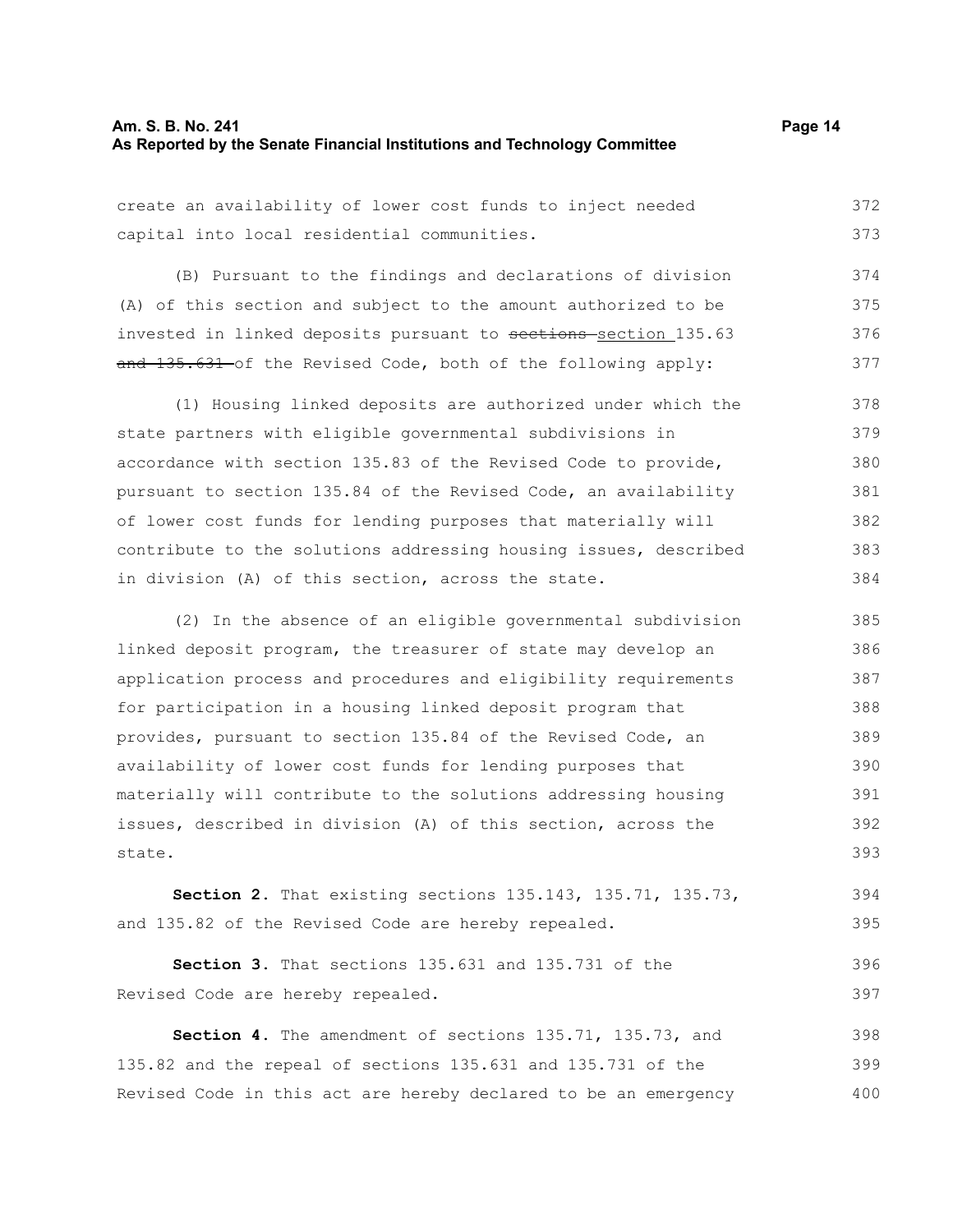create an availability of lower cost funds to inject needed capital into local residential communities.

(B) Pursuant to the findings and declarations of division (A) of this section and subject to the amount authorized to be invested in linked deposits pursuant to ~~sections~~ section 135.63 ~~and 135.631~~ of the Revised Code, both of the following apply:

(1) Housing linked deposits are authorized under which the state partners with eligible governmental subdivisions in accordance with section 135.83 of the Revised Code to provide, pursuant to section 135.84 of the Revised Code, an availability of lower cost funds for lending purposes that materially will contribute to the solutions addressing housing issues, described in division (A) of this section, across the state.

(2) In the absence of an eligible governmental subdivision linked deposit program, the treasurer of state may develop an application process and procedures and eligibility requirements for participation in a housing linked deposit program that provides, pursuant to section 135.84 of the Revised Code, an availability of lower cost funds for lending purposes that materially will contribute to the solutions addressing housing issues, described in division (A) of this section, across the state.

**Section 2.** That existing sections 135.143, 135.71, 135.73, and 135.82 of the Revised Code are hereby repealed.

**Section 3.** That sections 135.631 and 135.731 of the Revised Code are hereby repealed.

**Section 4.** The amendment of sections 135.71, 135.73, and 135.82 and the repeal of sections 135.631 and 135.731 of the Revised Code in this act are hereby declared to be an emergency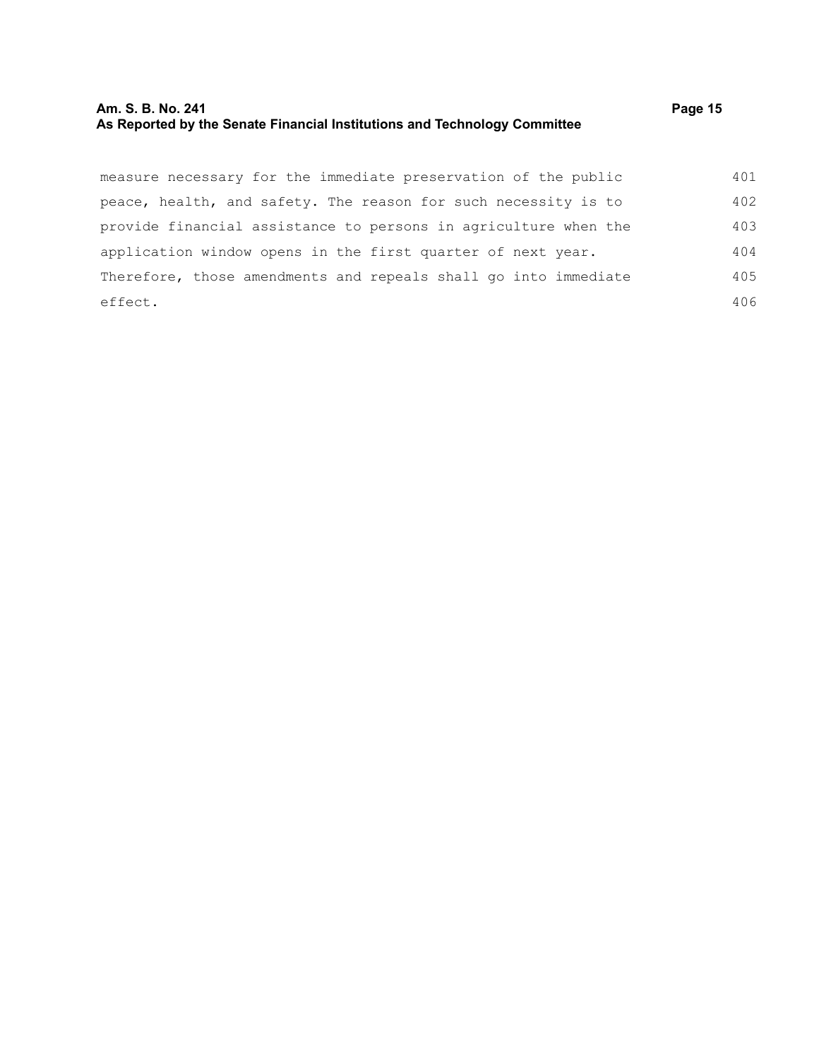measure necessary for the immediate preservation of the public peace, health, and safety. The reason for such necessity is to provide financial assistance to persons in agriculture when the application window opens in the first quarter of next year. Therefore, those amendments and repeals shall go into immediate effect.